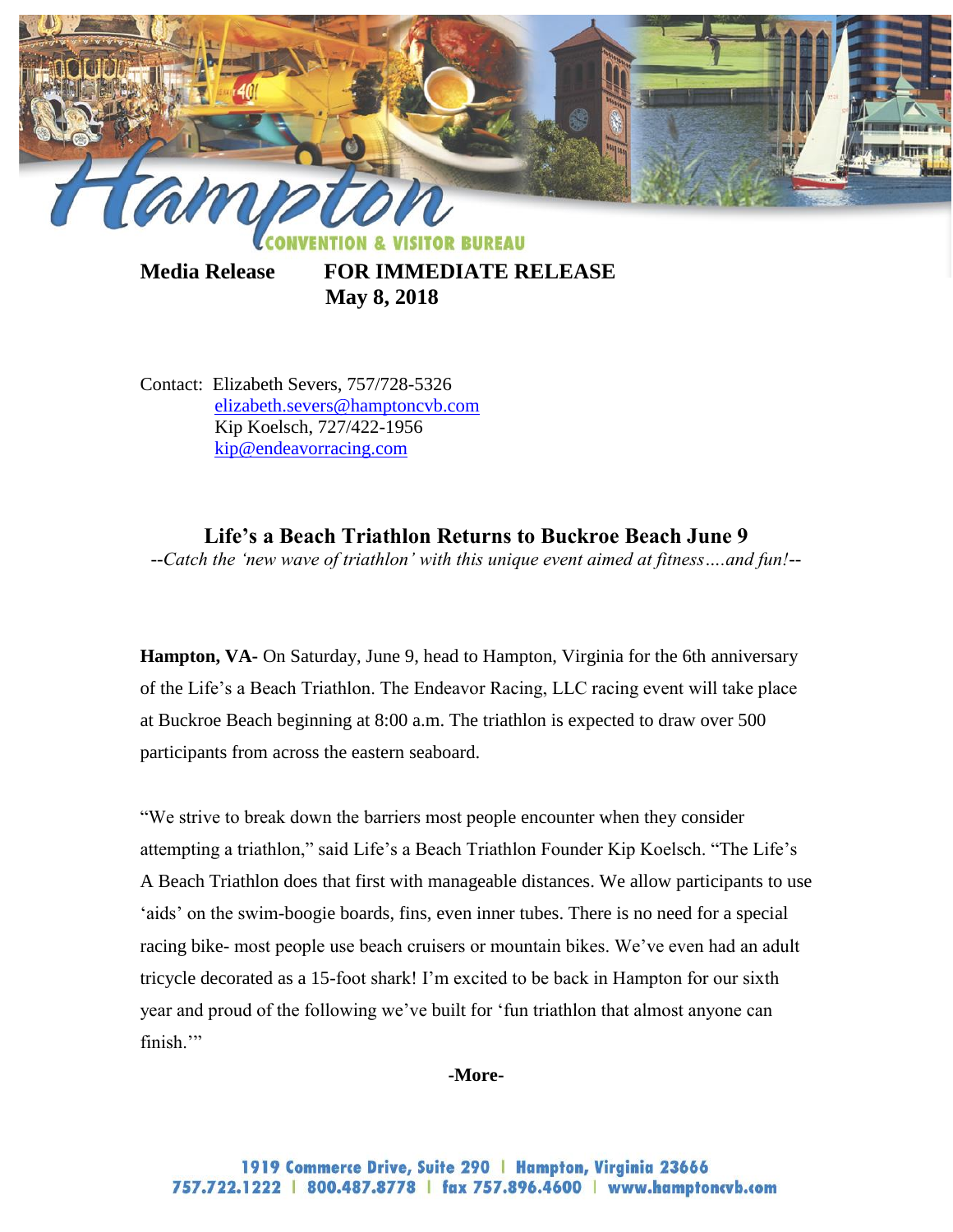**Media Release** **FOR IMMEDIATE RELEASE**
**May 8, 2018**

Contact: Elizabeth Severs, 757/728-5326
elizabeth.severs@hamptoncvb.com
Kip Koelsch, 727/422-1956
kip@endeavorracing.com

## Life's a Beach Triathlon Returns to Buckroe Beach June 9

*--Catch the 'new wave of triathlon' with this unique event aimed at fitness….and fun!--*

**Hampton, VA-** On Saturday, June 9, head to Hampton, Virginia for the 6th anniversary of the Life's a Beach Triathlon. The Endeavor Racing, LLC racing event will take place at Buckroe Beach beginning at 8:00 a.m. The triathlon is expected to draw over 500 participants from across the eastern seaboard.

"We strive to break down the barriers most people encounter when they consider attempting a triathlon," said Life's a Beach Triathlon Founder Kip Koelsch. "The Life's A Beach Triathlon does that first with manageable distances. We allow participants to use 'aids' on the swim-boogie boards, fins, even inner tubes. There is no need for a special racing bike- most people use beach cruisers or mountain bikes. We've even had an adult tricycle decorated as a 15-foot shark! I'm excited to be back in Hampton for our sixth year and proud of the following we've built for 'fun triathlon that almost anyone can finish.'"

**-More-**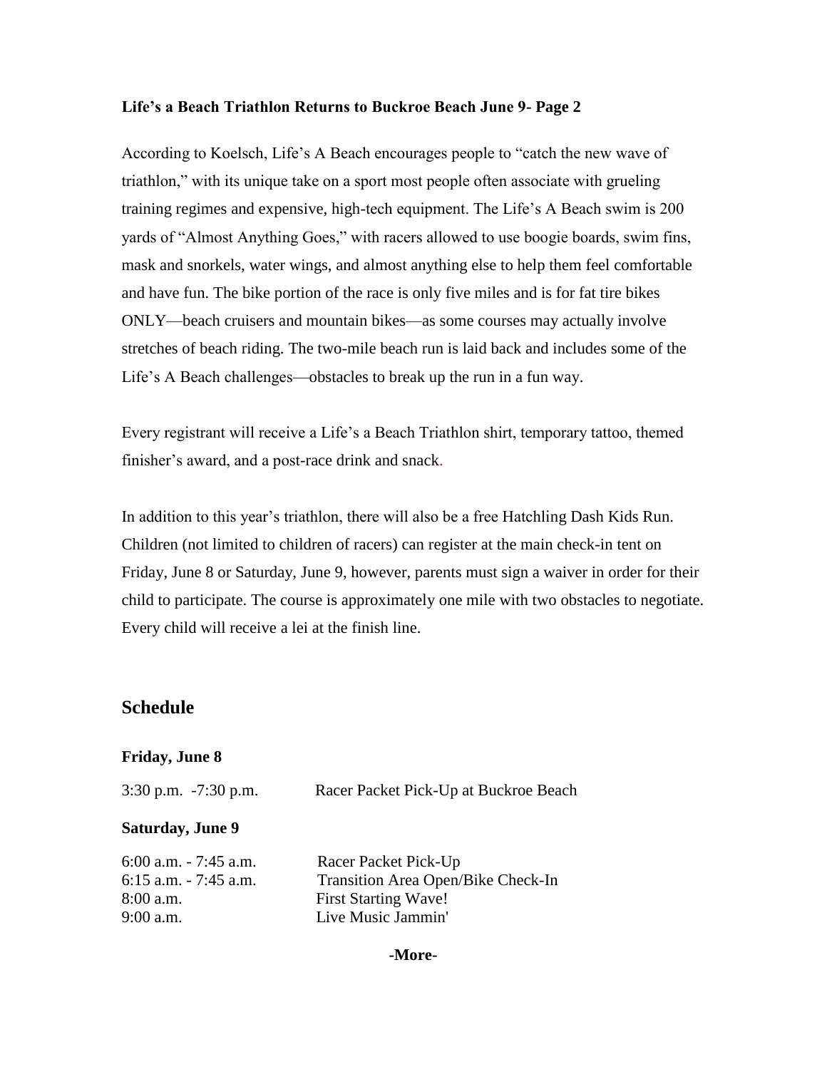**Life's a Beach Triathlon Returns to Buckroe Beach June 9- Page 2**

According to Koelsch, Life's A Beach encourages people to "catch the new wave of triathlon," with its unique take on a sport most people often associate with grueling training regimes and expensive, high-tech equipment. The Life's A Beach swim is 200 yards of "Almost Anything Goes," with racers allowed to use boogie boards, swim fins, mask and snorkels, water wings, and almost anything else to help them feel comfortable and have fun. The bike portion of the race is only five miles and is for fat tire bikes ONLY—beach cruisers and mountain bikes—as some courses may actually involve stretches of beach riding. The two-mile beach run is laid back and includes some of the Life's A Beach challenges—obstacles to break up the run in a fun way.

Every registrant will receive a Life's a Beach Triathlon shirt, temporary tattoo, themed finisher's award, and a post-race drink and snack.

In addition to this year's triathlon, there will also be a free Hatchling Dash Kids Run. Children (not limited to children of racers) can register at the main check-in tent on Friday, June 8 or Saturday, June 9, however, parents must sign a waiver in order for their child to participate. The course is approximately one mile with two obstacles to negotiate. Every child will receive a lei at the finish line.

## Schedule

**Friday, June 8**

| | |
|---|---|
| 3:30 p.m. -7:30 p.m. | Racer Packet Pick-Up at Buckroe Beach |

**Saturday, June 9**

| | |
|---|---|
| 6:00 a.m. - 7:45 a.m. | Racer Packet Pick-Up |
| 6:15 a.m. - 7:45 a.m. | Transition Area Open/Bike Check-In |
| 8:00 a.m. | First Starting Wave! |
| 9:00 a.m. | Live Music Jammin' |

**-More-**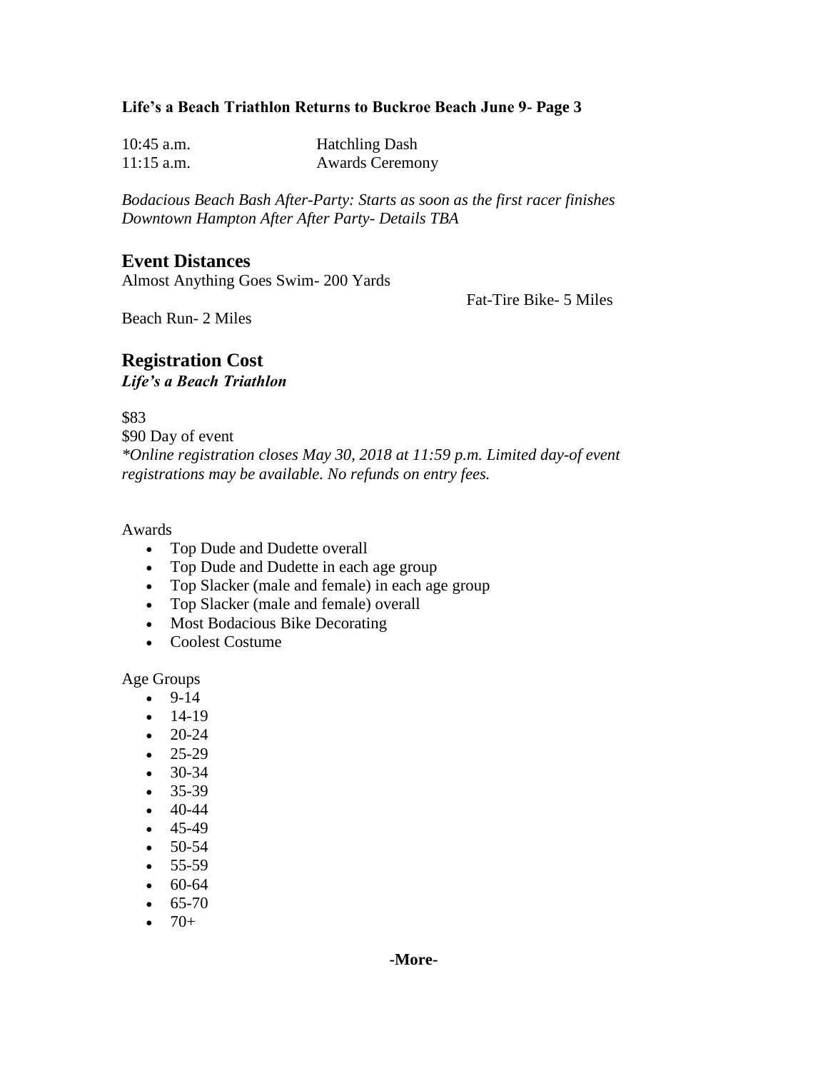**Life's a Beach Triathlon Returns to Buckroe Beach June 9- Page 3**

| | |
|---|---|
| 10:45 a.m. | Hatchling Dash |
| 11:15 a.m. | Awards Ceremony |

*Bodacious Beach Bash After-Party: Starts as soon as the first racer finishes*
*Downtown Hampton After After Party- Details TBA*

## Event Distances

Almost Anything Goes Swim- 200 Yards

Fat-Tire Bike- 5 Miles

Beach Run- 2 Miles

## Registration Cost

***Life's a Beach Triathlon***

$83
$90 Day of event
**Online registration closes May 30, 2018 at 11:59 p.m. Limited day-of event registrations may be available. No refunds on entry fees.*

Awards

- Top Dude and Dudette overall
- Top Dude and Dudette in each age group
- Top Slacker (male and female) in each age group
- Top Slacker (male and female) overall
- Most Bodacious Bike Decorating
- Coolest Costume

Age Groups

- 9-14
- 14-19
- 20-24
- 25-29
- 30-34
- 35-39
- 40-44
- 45-49
- 50-54
- 55-59
- 60-64
- 65-70
- 70+

**-More-**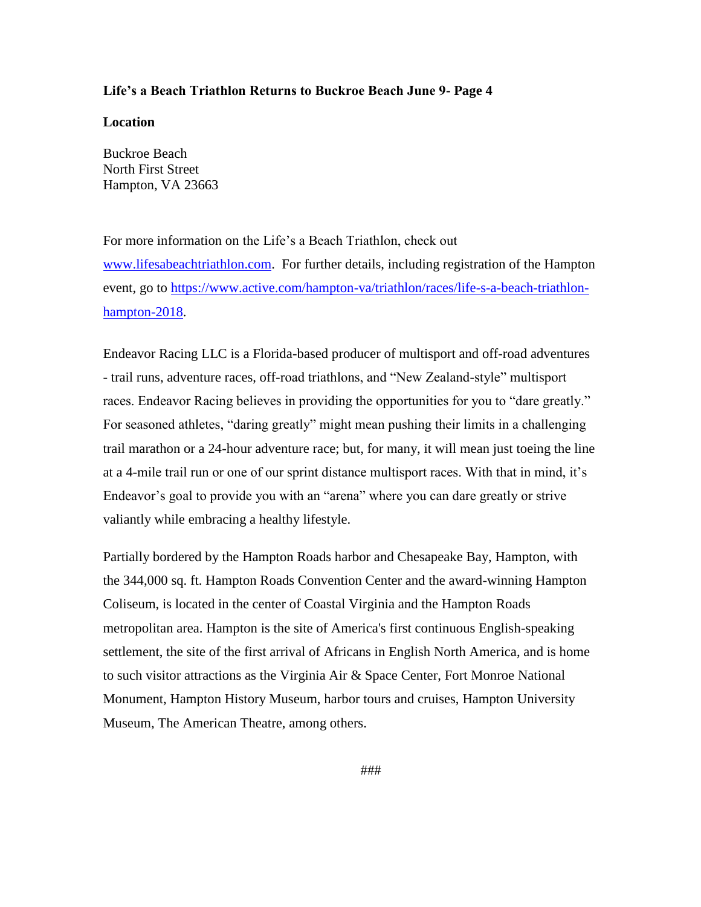**Location**

Buckroe Beach
North First Street
Hampton, VA 23663

For more information on the Life's a Beach Triathlon, check out www.lifesabeachtriathlon.com. For further details, including registration of the Hampton event, go to https://www.active.com/hampton-va/triathlon/races/life-s-a-beach-triathlon-hampton-2018.

Endeavor Racing LLC is a Florida-based producer of multisport and off-road adventures - trail runs, adventure races, off-road triathlons, and "New Zealand-style" multisport races. Endeavor Racing believes in providing the opportunities for you to "dare greatly." For seasoned athletes, "daring greatly" might mean pushing their limits in a challenging trail marathon or a 24-hour adventure race; but, for many, it will mean just toeing the line at a 4-mile trail run or one of our sprint distance multisport races. With that in mind, it's Endeavor's goal to provide you with an "arena" where you can dare greatly or strive valiantly while embracing a healthy lifestyle.

Partially bordered by the Hampton Roads harbor and Chesapeake Bay, Hampton, with the 344,000 sq. ft. Hampton Roads Convention Center and the award-winning Hampton Coliseum, is located in the center of Coastal Virginia and the Hampton Roads metropolitan area. Hampton is the site of America's first continuous English-speaking settlement, the site of the first arrival of Africans in English North America, and is home to such visitor attractions as the Virginia Air & Space Center, Fort Monroe National Monument, Hampton History Museum, harbor tours and cruises, Hampton University Museum, The American Theatre, among others.

###